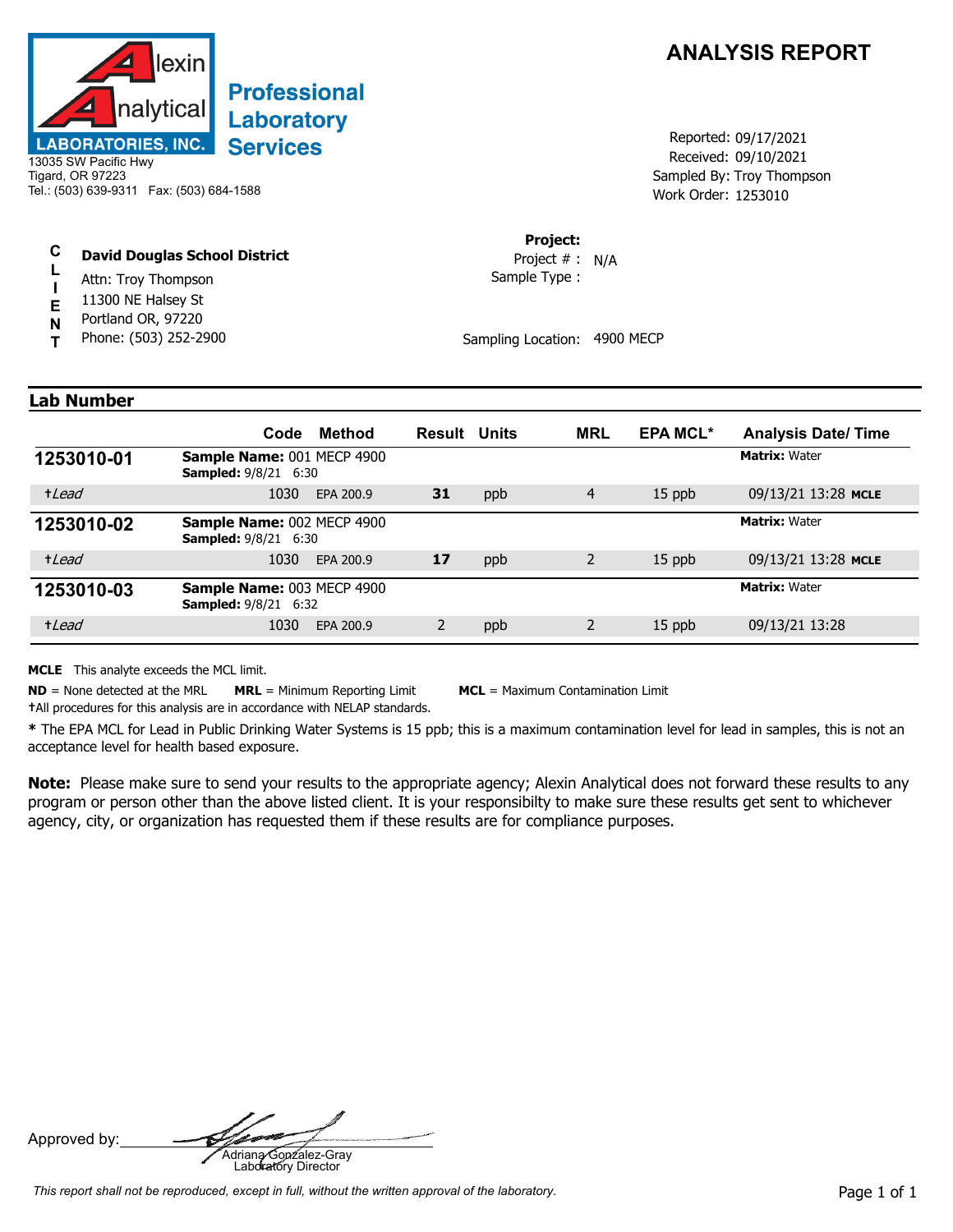# ANALYSIS REPORT

**Alexin Analytical LABORATORIES, INC.**
**Professional Laboratory Services**
13035 SW Pacific Hwy
Tigard, OR 97223
Tel.: (503) 639-9311 Fax: (503) 684-1588

Reported: 09/17/2021
Received: 09/10/2021
Sampled By: Troy Thompson
Work Order: 1253010

**CLIENT**

**David Douglas School District**
Attn: Troy Thompson
11300 NE Halsey St
Portland OR, 97220
Phone: (503) 252-2900

**Project:**
Project # : N/A
Sample Type :

Sampling Location: 4900 MECP

## Lab Number

| Lab Number | Code | Method | Result | Units | MRL | EPA MCL* | Analysis Date/ Time |
|---|---|---|---|---|---|---|---|
| **1253010-01** | **Sample Name:** 001 MECP 4900 **Sampled:** 9/8/21 6:30 | | | | | | **Matrix:** Water |
| †*Lead* | 1030 | EPA 200.9 | **31** | ppb | 4 | 15 ppb | 09/13/21 13:28 **MCLE** |
| **1253010-02** | **Sample Name:** 002 MECP 4900 **Sampled:** 9/8/21 6:30 | | | | | | **Matrix:** Water |
| †*Lead* | 1030 | EPA 200.9 | **17** | ppb | 2 | 15 ppb | 09/13/21 13:28 **MCLE** |
| **1253010-03** | **Sample Name:** 003 MECP 4900 **Sampled:** 9/8/21 6:32 | | | | | | **Matrix:** Water |
| †*Lead* | 1030 | EPA 200.9 | 2 | ppb | 2 | 15 ppb | 09/13/21 13:28 |

**MCLE** This analyte exceeds the MCL limit.

**ND** = None detected at the MRL **MRL** = Minimum Reporting Limit **MCL** = Maximum Contamination Limit

†All procedures for this analysis are in accordance with NELAP standards.

**\*** The EPA MCL for Lead in Public Drinking Water Systems is 15 ppb; this is a maximum contamination level for lead in samples, this is not an acceptance level for health based exposure.

**Note:** Please make sure to send your results to the appropriate agency; Alexin Analytical does not forward these results to any program or person other than the above listed client. It is your responsibilty to make sure these results get sent to whichever agency, city, or organization has requested them if these results are for compliance purposes.

Approved by:
Adriana Gonzalez-Gray
Laboratory Director

*This report shall not be reproduced, except in full, without the written approval of the laboratory.*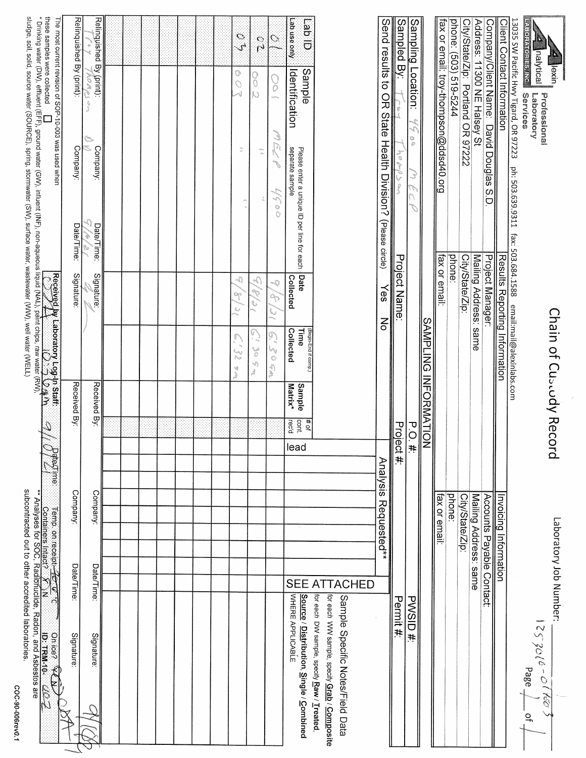# Chain of Custody Record

Alexin Analytical Laboratories, Inc. — Professional Laboratory Services

13035 SW Pacific Hwy Tigard, OR 97223 ph: 503.639.9311 fax: 503.684.1588 email:mail@alexinlabs.com

Laboratory Job Number: 1252010-01/603

Page 1 of 1

| Client Contact Information | Results Reporting Information | Invoicing Information |
|---|---|---|
| Company/Client Name: David Douglas S.D. | Project Manager: | Accounts Payable Contact: |
| Address: 11300 NE Halsey St | Mailing Address: same | Mailing Address: same |
| City/State/Zip: Portland OR 97222 | City/State/Zip: | City/State/Zip: |
| phone: (503) 519-5244 | phone: | phone: |
| fax or email: troy-thompson@ddsd40.org | fax or email: | fax or email: |

## SAMPLING INFORMATION

Sampling Location: 4500 MECP    P.O. #:    PWSID #:

Sampled By: Troy Thompson    Project Name:    Project #:    Permit #:

Send results to OR State Health Division? (Please circle) Yes No

Analysis Requested**

| Lab ID (Lab use only) | Sample Identification (Please enter a unique ID per line for each separate sample) | Date Collected | Time Collected (Begin-End if comp.) | Sample Matrix* | # of cont. rec'd | lead | | | | | | | | | SEE ATTACHED Sample Specific Notes/Field Data (for each WW sample, specify Grab / Composite; for each DW sample, specify Raw / Treated, Source / Distribution, Single / Combined WHERE APPLICABLE) |
|---|---|---|---|---|---|---|---|---|---|---|---|---|---|---|---|
| 01 | 001 MECP 4500 | 9/8/21 | 6:30 am | | | | | | | | | | | | |
| 02 | 002 " " | 9/8/21 | 6:30 am | | | | | | | | | | | | |
| 03 | 003 " " | 9/8/21 | 6:32 am | | | | | | | | | | | | |

| Relinquished By (print): | Company: | Date/Time: | Signature: | Received By: | Company: | Date/Time: | Signature: |
|---|---|---|---|---|---|---|---|
| Troy Thompson | DD | 9/8/21 | | | | | |
| Relinquished By (print): | Company: | Date/Time: | Signature: | Received By: | Company: | Date/Time: | Signature: |
| | | | | | | | |

Received by Laboratory Log-In Staff: [signature] Date/Time: 9/10/21 10:36am Temp. on receipt: °C On ice? Y/N Containers intact? Y/N ID: TRM-10-002

The most current revision of SOP-10-003 was used when these samples were collected ☐

* Drinking water (DW), effluent (EFF), ground water (GW), influent (INF), non-aqueous liquid (NAL), paint chips, raw water (RW), sludge, soil, solid, source water (SOURCE), spring, stormwater (SW), surface water, wastewater (WW), well water (WELL)

** Analyses for SOC, Radionuclide, Radon, and Asbestos are subcontracted out to other accredited laboratories.

COC-90-006rev0.1